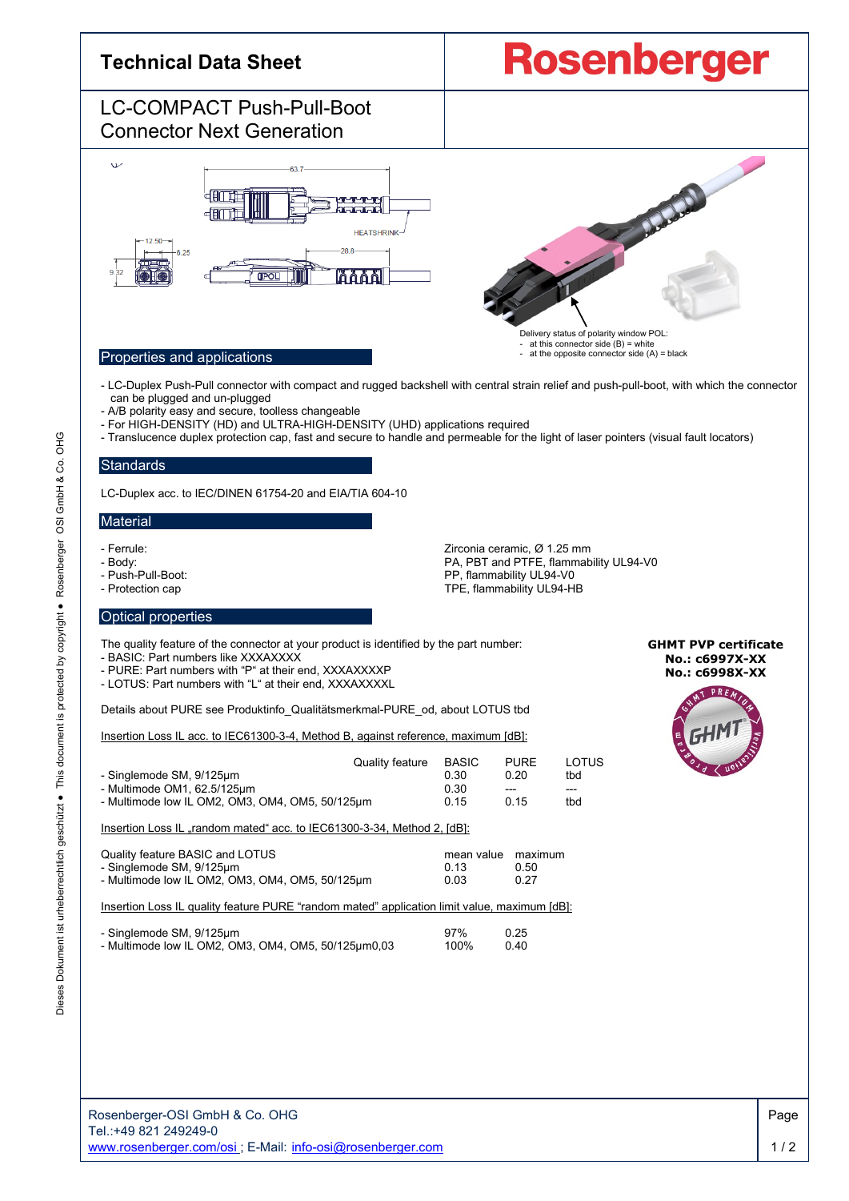# Technical Data Sheet

**Rosenberger**

## LC-COMPACT Push-Pull-Boot Connector Next Generation

Delivery status of polarity window POL:
- at this connector side (B) = white
- at the opposite connector side (A) = black

## Properties and applications

- LC-Duplex Push-Pull connector with compact and rugged backshell with central strain relief and push-pull-boot, with which the connector can be plugged and un-plugged
- A/B polarity easy and secure, toolless changeable
- For HIGH-DENSITY (HD) and ULTRA-HIGH-DENSITY (UHD) applications required
- Translucence duplex protection cap, fast and secure to handle and permeable for the light of laser pointers (visual fault locators)

## Standards

LC-Duplex acc. to IEC/DINEN 61754-20 and EIA/TIA 604-10

## Material

| | |
|---|---|
| - Ferrule: | Zirconia ceramic, Ø 1.25 mm |
| - Body: | PA, PBT and PTFE, flammability UL94-V0 |
| - Push-Pull-Boot: | PP, flammability UL94-V0 |
| - Protection cap | TPE, flammability UL94-HB |

## Optical properties

The quality feature of the connector at your product is identified by the part number:
- BASIC: Part numbers like XXXAXXXX
- PURE: Part numbers with "P" at their end, XXXAXXXXP
- LOTUS: Part numbers with "L" at their end, XXXAXXXXL

**GHMT PVP certificate**
**No.: c6997X-XX**
**No.: c6998X-XX**

Details about PURE see Produktinfo_Qualitätsmerkmal-PURE_od, about LOTUS tbd

Insertion Loss IL acc. to IEC61300-3-4, Method B, against reference, maximum [dB]:

| Quality feature | BASIC | PURE | LOTUS |
|---|---|---|---|
| - Singlemode SM, 9/125µm | 0.30 | 0.20 | tbd |
| - Multimode OM1, 62.5/125µm | 0.30 | --- | --- |
| - Multimode low IL OM2, OM3, OM4, OM5, 50/125µm | 0.15 | 0.15 | tbd |

Insertion Loss IL „random mated" acc. to IEC61300-3-34, Method 2, [dB]:

| Quality feature BASIC and LOTUS | mean value | maximum |
|---|---|---|
| - Singlemode SM, 9/125µm | 0.13 | 0.50 |
| - Multimode low IL OM2, OM3, OM4, OM5, 50/125µm | 0.03 | 0.27 |

Insertion Loss IL quality feature PURE "random mated" application limit value, maximum [dB]:

| | | |
|---|---|---|
| - Singlemode SM, 9/125µm | 97% | 0.25 |
| - Multimode low IL OM2, OM3, OM4, OM5, 50/125µm0,03 | 100% | 0.40 |

Rosenberger-OSI GmbH & Co. OHG
Tel.:+49 821 249249-0
www.rosenberger.com/osi ; E-Mail: info-osi@rosenberger.com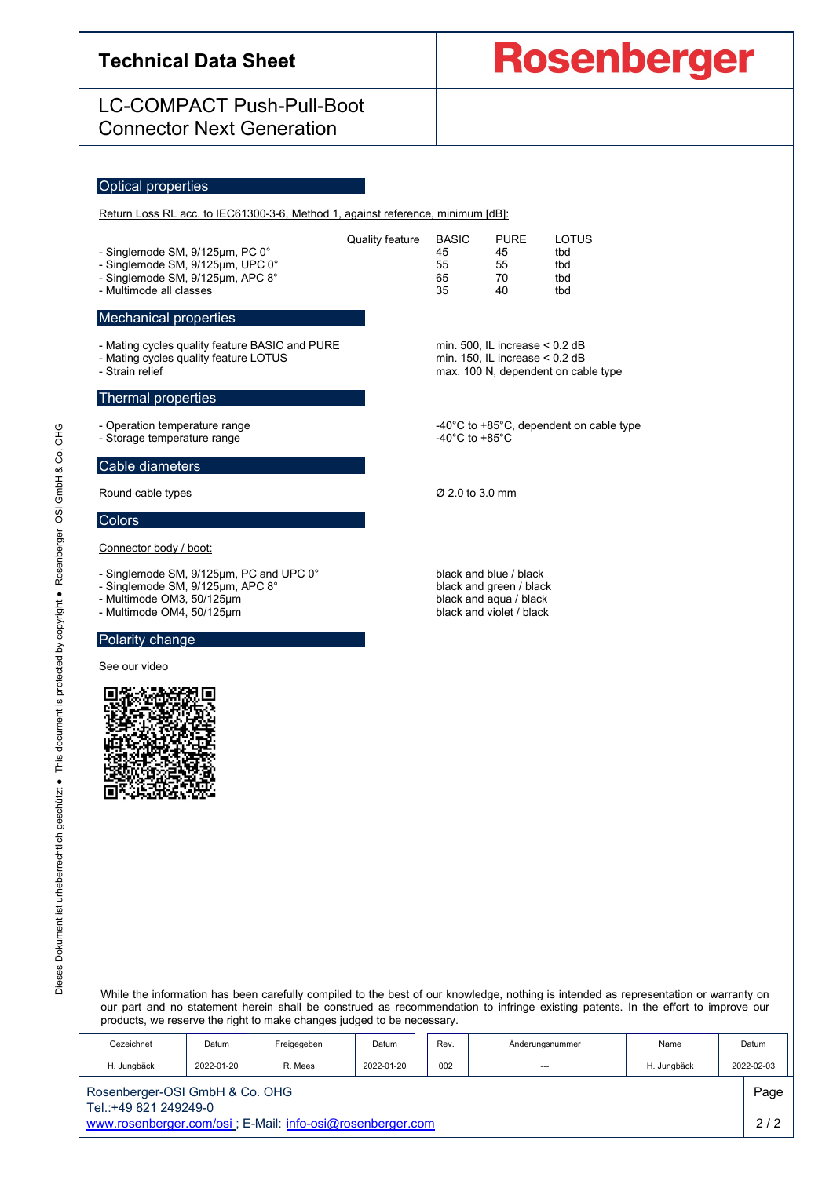# Technical Data Sheet

**Rosenberger**

## LC-COMPACT Push-Pull-Boot Connector Next Generation

### Optical properties

Return Loss RL acc. to IEC61300-3-6, Method 1, against reference, minimum [dB]:

| | Quality feature | BASIC | PURE | LOTUS |
|---|---|---|---|---|
| - Singlemode SM, 9/125µm, PC 0° | | 45 | 45 | tbd |
| - Singlemode SM, 9/125µm, UPC 0° | | 55 | 55 | tbd |
| - Singlemode SM, 9/125µm, APC 8° | | 65 | 70 | tbd |
| - Multimode all classes | | 35 | 40 | tbd |

### Mechanical properties

| | |
|---|---|
| - Mating cycles quality feature BASIC and PURE | min. 500, IL increase < 0.2 dB |
| - Mating cycles quality feature LOTUS | min. 150, IL increase < 0.2 dB |
| - Strain relief | max. 100 N, dependent on cable type |

### Thermal properties

| | |
|---|---|
| - Operation temperature range | -40°C to +85°C, dependent on cable type |
| - Storage temperature range | -40°C to +85°C |

### Cable diameters

| | |
|---|---|
| Round cable types | Ø 2.0 to 3.0 mm |

### Colors

Connector body / boot:

| | |
|---|---|
| - Singlemode SM, 9/125µm, PC and UPC 0° | black and blue / black |
| - Singlemode SM, 9/125µm, APC 8° | black and green / black |
| - Multimode OM3, 50/125µm | black and aqua / black |
| - Multimode OM4, 50/125µm | black and violet / black |

### Polarity change

See our video

While the information has been carefully compiled to the best of our knowledge, nothing is intended as representation or warranty on our part and no statement herein shall be construed as recommendation to infringe existing patents. In the effort to improve our products, we reserve the right to make changes judged to be necessary.

| Gezeichnet | Datum | Freigegeben | Datum | Rev. | Änderungsnummer | Name | Datum |
|---|---|---|---|---|---|---|---|
| H. Jungbäck | 2022-01-20 | R. Mees | 2022-01-20 | 002 | --- | H. Jungbäck | 2022-02-03 |

Rosenberger-OSI GmbH & Co. OHG
Tel.:+49 821 249249-0
www.rosenberger.com/osi ; E-Mail: info-osi@rosenberger.com

Dieses Dokument ist urheberrechtlich geschützt ● This document is protected by copyright ● Rosenberger OSI GmbH & Co. OHG